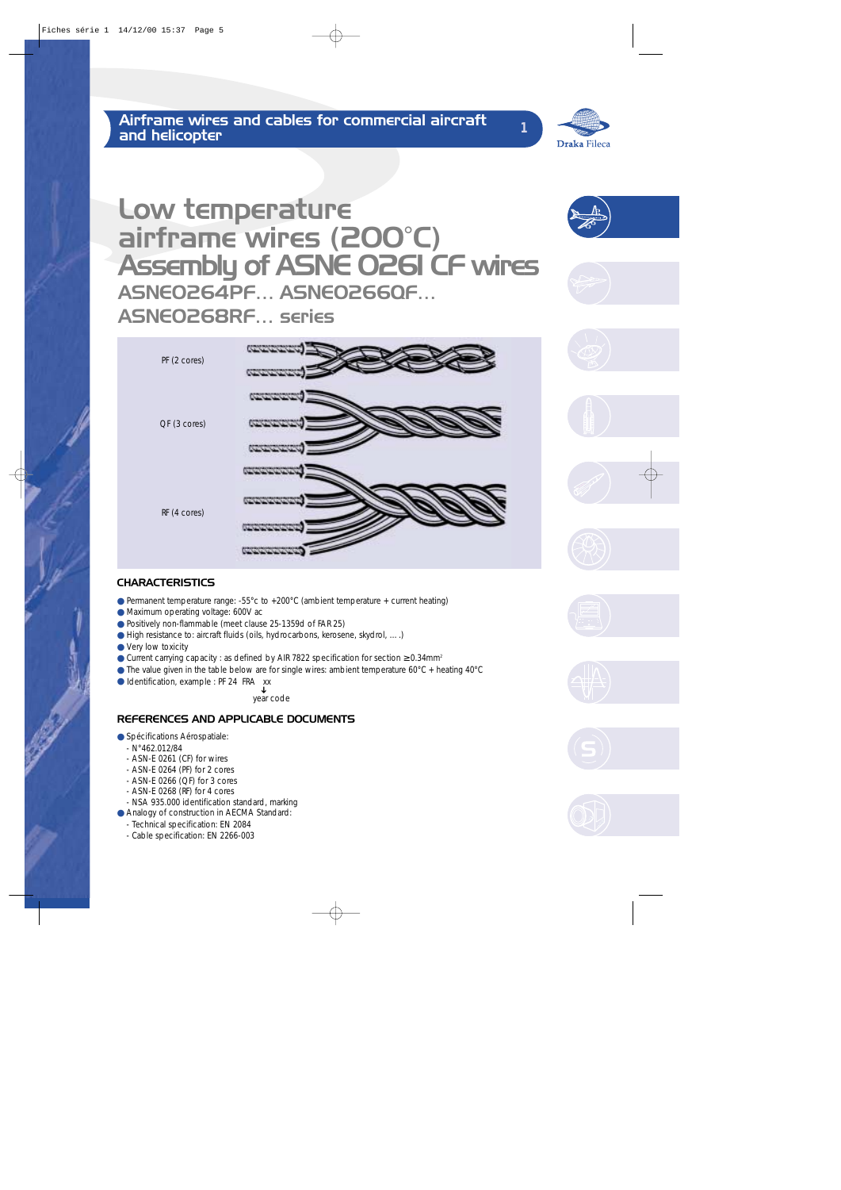# Low temperature airframe wires (200°C) Assembly of ASNE 0261 CF wires

## ASNE0264PF... ASNE0266QF... ASNE0268RF... series

PF (2 cores)

QF (3 cores)

RF (4 cores)

### CHARACTERISTICS

- Permanent temperature range: -55°c to +200°C (ambient temperature + current heating)
- Maximum operating voltage: 600V ac
- Positively non-flammable (meet clause 25-1359d of FAR 25)
- High resistance to: aircraft fluids (oils, hydrocarbons, kerosene, skydrol, ... .)
- Very low toxicity
- Current carrying capacity : as defined by AIR 7822 specification for section ≥0.34mm²
- The value given in the table below are for single wires: ambient temperature 60°C + heating 40°C
- Identification, example : PF 24 FRA xx
  ↓
  year code

### REFERENCES AND APPLICABLE DOCUMENTS

- Spécifications Aérospatiale:
  - N°462.012/84
  - ASN-E 0261 (CF) for wires
  - ASN-E 0264 (PF) for 2 cores
  - ASN-E 0266 (QF) for 3 cores
  - ASN-E 0268 (RF) for 4 cores
  - NSA 935.000 identification standard, marking
- Analogy of construction in AECMA Standard:
  - Technical specification: EN 2084
  - Cable specification: EN 2266-003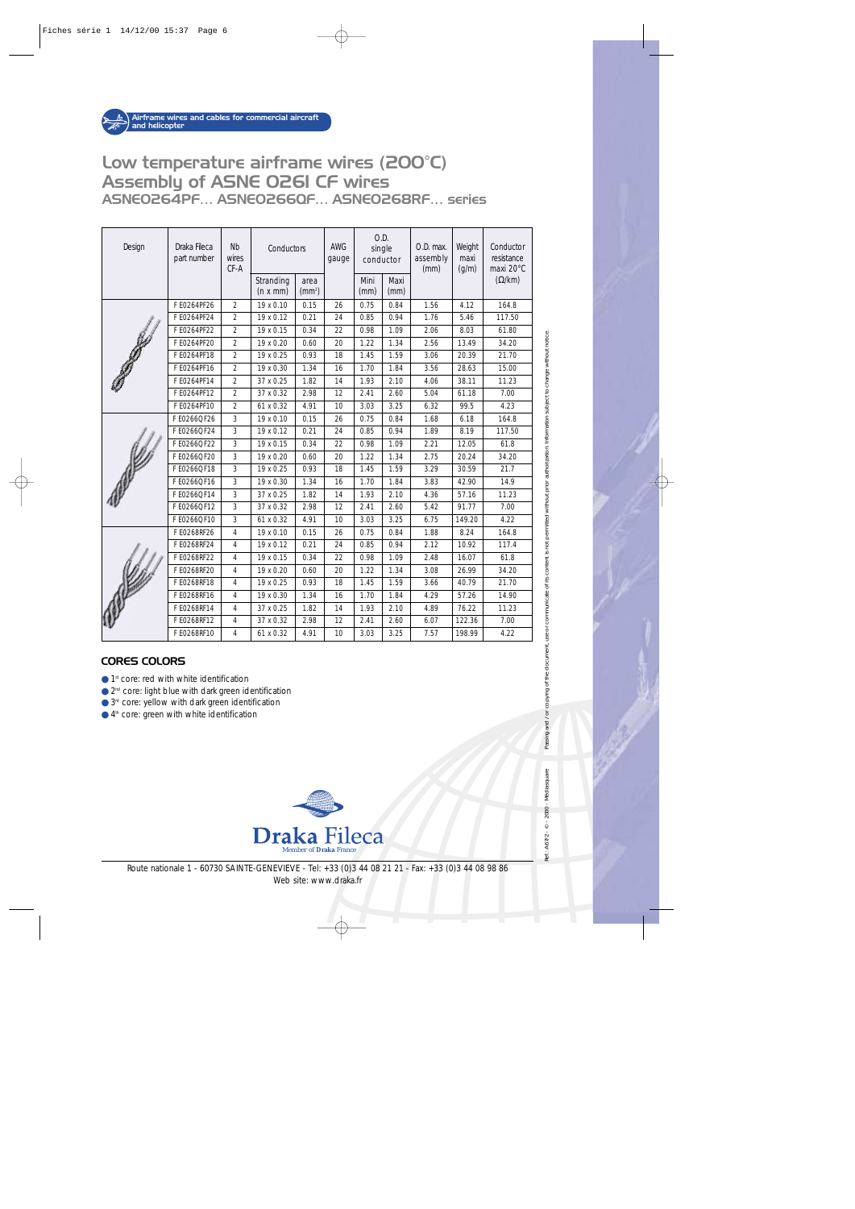Airframe wires and cables for commercial aircraft and helicopter

# Low temperature airframe wires (200°C)
# Assembly of ASNE 0261 CF wires
## ASNE0264PF... ASNE0266QF... ASNE0268RF... series

| Design | Draka Fileca part number | Nb wires CF-A | Conductors | | AWG gauge | O.D. single conductor | | O.D. max. assembly (mm) | Weight maxi (g/m) | Conductor resistance maxi 20°C (Ω/km) |
|---|---|---|---|---|---|---|---|---|---|---|
| | | | Stranding (n x mm) | area (mm²) | | Mini (mm) | Maxi (mm) | | | |
| | FE0264PF26 | 2 | 19 x 0.10 | 0.15 | 26 | 0.75 | 0.84 | 1.56 | 4.12 | 164.8 |
| | FE0264PF24 | 2 | 19 x 0.12 | 0.21 | 24 | 0.85 | 0.94 | 1.76 | 5.46 | 117.50 |
| | FE0264PF22 | 2 | 19 x 0.15 | 0.34 | 22 | 0.98 | 1.09 | 2.06 | 8.03 | 61.80 |
| | FE0264PF20 | 2 | 19 x 0.20 | 0.60 | 20 | 1.22 | 1.34 | 2.56 | 13.49 | 34.20 |
| | FE0264PF18 | 2 | 19 x 0.25 | 0.93 | 18 | 1.45 | 1.59 | 3.06 | 20.39 | 21.70 |
| | FE0264PF16 | 2 | 19 x 0.30 | 1.34 | 16 | 1.70 | 1.84 | 3.56 | 28.63 | 15.00 |
| | FE0264PF14 | 2 | 37 x 0.25 | 1.82 | 14 | 1.93 | 2.10 | 4.06 | 38.11 | 11.23 |
| | FE0264PF12 | 2 | 37 x 0.32 | 2.98 | 12 | 2.41 | 2.60 | 5.04 | 61.18 | 7.00 |
| | FE0264PF10 | 2 | 61 x 0.32 | 4.91 | 10 | 3.03 | 3.25 | 6.32 | 99.5 | 4.23 |
| | FE0266QF26 | 3 | 19 x 0.10 | 0.15 | 26 | 0.75 | 0.84 | 1.68 | 6.18 | 164.8 |
| | FE0266QF24 | 3 | 19 x 0.12 | 0.21 | 24 | 0.85 | 0.94 | 1.89 | 8.19 | 117.50 |
| | FE0266QF22 | 3 | 19 x 0.15 | 0.34 | 22 | 0.98 | 1.09 | 2.21 | 12.05 | 61.8 |
| | FE0266QF20 | 3 | 19 x 0.20 | 0.60 | 20 | 1.22 | 1.34 | 2.75 | 20.24 | 34.20 |
| | FE0266QF18 | 3 | 19 x 0.25 | 0.93 | 18 | 1.45 | 1.59 | 3.29 | 30.59 | 21.7 |
| | FE0266QF16 | 3 | 19 x 0.30 | 1.34 | 16 | 1.70 | 1.84 | 3.83 | 42.90 | 14.9 |
| | FE0266QF14 | 3 | 37 x 0.25 | 1.82 | 14 | 1.93 | 2.10 | 4.36 | 57.16 | 11.23 |
| | FE0266QF12 | 3 | 37 x 0.32 | 2.98 | 12 | 2.41 | 2.60 | 5.42 | 91.77 | 7.00 |
| | FE0266QF10 | 3 | 61 x 0.32 | 4.91 | 10 | 3.03 | 3.25 | 6.75 | 149.20 | 4.22 |
| | FE0268RF26 | 4 | 19 x 0.10 | 0.15 | 26 | 0.75 | 0.84 | 1.88 | 8.24 | 164.8 |
| | FE0268RF24 | 4 | 19 x 0.12 | 0.21 | 24 | 0.85 | 0.94 | 2.12 | 10.92 | 117.4 |
| | FE0268RF22 | 4 | 19 x 0.15 | 0.34 | 22 | 0.98 | 1.09 | 2.48 | 16.07 | 61.8 |
| | FE0268RF20 | 4 | 19 x 0.20 | 0.60 | 20 | 1.22 | 1.34 | 3.08 | 26.99 | 34.20 |
| | FE0268RF18 | 4 | 19 x 0.25 | 0.93 | 18 | 1.45 | 1.59 | 3.66 | 40.79 | 21.70 |
| | FE0268RF16 | 4 | 19 x 0.30 | 1.34 | 16 | 1.70 | 1.84 | 4.29 | 57.26 | 14.90 |
| | FE0268RF14 | 4 | 37 x 0.25 | 1.82 | 14 | 1.93 | 2.10 | 4.89 | 76.22 | 11.23 |
| | FE0268RF12 | 4 | 37 x 0.32 | 2.98 | 12 | 2.41 | 2.60 | 6.07 | 122.36 | 7.00 |
| | FE0268RF10 | 4 | 61 x 0.32 | 4.91 | 10 | 3.03 | 3.25 | 7.57 | 198.99 | 4.22 |

### CORES COLORS

- 1st core: red with white identification
- 2nd core: light blue with dark green identification
- 3rd core: yellow with dark green identification
- 4th core: green with white identification

Draka Fileca
Member of Draka France

Route nationale 1 - 60730 SAINTE-GENEVIEVE - Tel: +33 (0)3 44 08 21 21 - Fax: +33 (0)3 44 08 98 86
Web site: www.draka.fr

Ref.: A0F/2 - © - 2000 - Mediasquare     Passing and / or copying of the document, use or communicate of its content is not permitted without prior authorization. Information subject to change without notice.